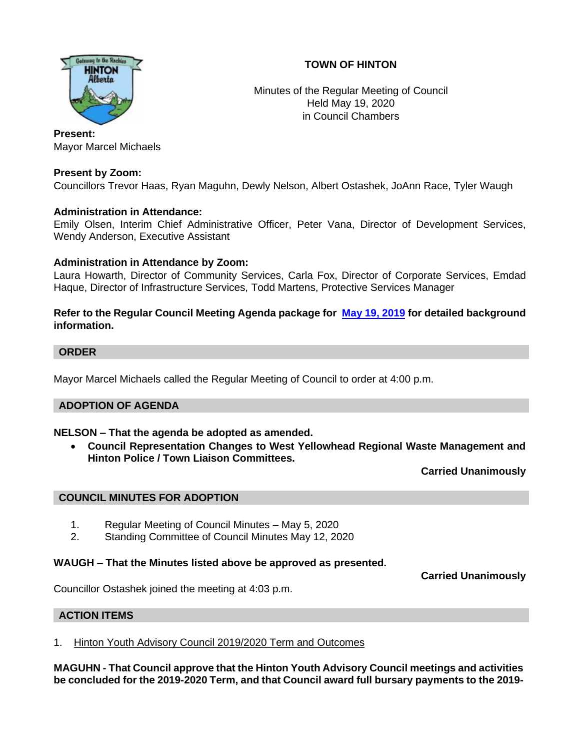# TOWN OF HINTON

Minutes of the Regular Meeting of Council
Held May 19, 2020
in Council Chambers

**Present:**
Mayor Marcel Michaels

**Present by Zoom:**
Councillors Trevor Haas, Ryan Maguhn, Dewly Nelson, Albert Ostashek, JoAnn Race, Tyler Waugh

**Administration in Attendance:**
Emily Olsen, Interim Chief Administrative Officer, Peter Vana, Director of Development Services, Wendy Anderson, Executive Assistant

**Administration in Attendance by Zoom:**
Laura Howarth, Director of Community Services, Carla Fox, Director of Corporate Services, Emdad Haque, Director of Infrastructure Services, Todd Martens, Protective Services Manager

**Refer to the Regular Council Meeting Agenda package for May 19, 2019 for detailed background information.**

## ORDER

Mayor Marcel Michaels called the Regular Meeting of Council to order at 4:00 p.m.

## ADOPTION OF AGENDA

**NELSON – That the agenda be adopted as amended.**

- **Council Representation Changes to West Yellowhead Regional Waste Management and Hinton Police / Town Liaison Committees.**

**Carried Unanimously**

## COUNCIL MINUTES FOR ADOPTION

1. Regular Meeting of Council Minutes – May 5, 2020
2. Standing Committee of Council Minutes May 12, 2020

**WAUGH – That the Minutes listed above be approved as presented.**

**Carried Unanimously**

Councillor Ostashek joined the meeting at 4:03 p.m.

## ACTION ITEMS

1. Hinton Youth Advisory Council 2019/2020 Term and Outcomes

**MAGUHN - That Council approve that the Hinton Youth Advisory Council meetings and activities be concluded for the 2019-2020 Term, and that Council award full bursary payments to the 2019-**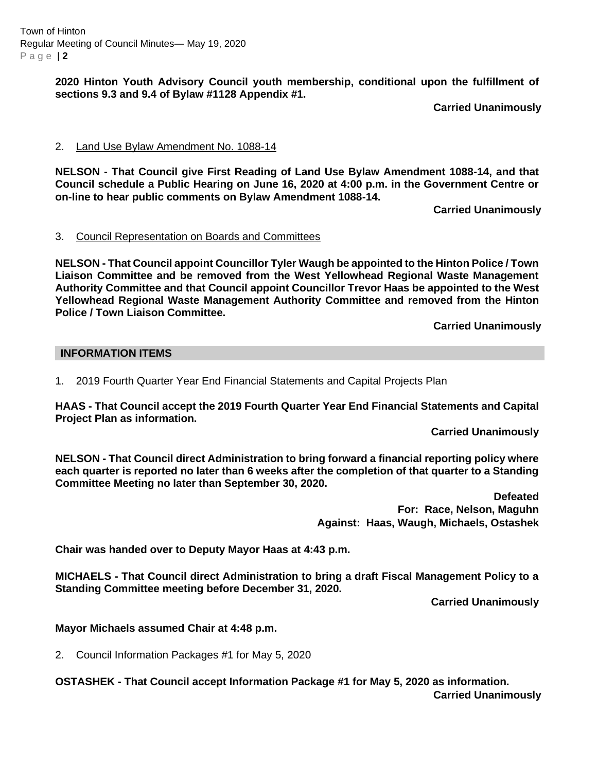**2020 Hinton Youth Advisory Council youth membership, conditional upon the fulfillment of sections 9.3 and 9.4 of Bylaw #1128 Appendix #1.**

**Carried Unanimously**

2. Land Use Bylaw Amendment No. 1088-14

**NELSON - That Council give First Reading of Land Use Bylaw Amendment 1088-14, and that Council schedule a Public Hearing on June 16, 2020 at 4:00 p.m. in the Government Centre or on-line to hear public comments on Bylaw Amendment 1088-14.**

**Carried Unanimously**

3. Council Representation on Boards and Committees

**NELSON - That Council appoint Councillor Tyler Waugh be appointed to the Hinton Police / Town Liaison Committee and be removed from the West Yellowhead Regional Waste Management Authority Committee and that Council appoint Councillor Trevor Haas be appointed to the West Yellowhead Regional Waste Management Authority Committee and removed from the Hinton Police / Town Liaison Committee.**

**Carried Unanimously**

## INFORMATION ITEMS

1. 2019 Fourth Quarter Year End Financial Statements and Capital Projects Plan

**HAAS - That Council accept the 2019 Fourth Quarter Year End Financial Statements and Capital Project Plan as information.**

**Carried Unanimously**

**NELSON - That Council direct Administration to bring forward a financial reporting policy where each quarter is reported no later than 6 weeks after the completion of that quarter to a Standing Committee Meeting no later than September 30, 2020.**

**Defeated**
**For: Race, Nelson, Maguhn**
**Against: Haas, Waugh, Michaels, Ostashek**

**Chair was handed over to Deputy Mayor Haas at 4:43 p.m.**

**MICHAELS - That Council direct Administration to bring a draft Fiscal Management Policy to a Standing Committee meeting before December 31, 2020.**

**Carried Unanimously**

**Mayor Michaels assumed Chair at 4:48 p.m.**

2. Council Information Packages #1 for May 5, 2020

**OSTASHEK - That Council accept Information Package #1 for May 5, 2020 as information.**

**Carried Unanimously**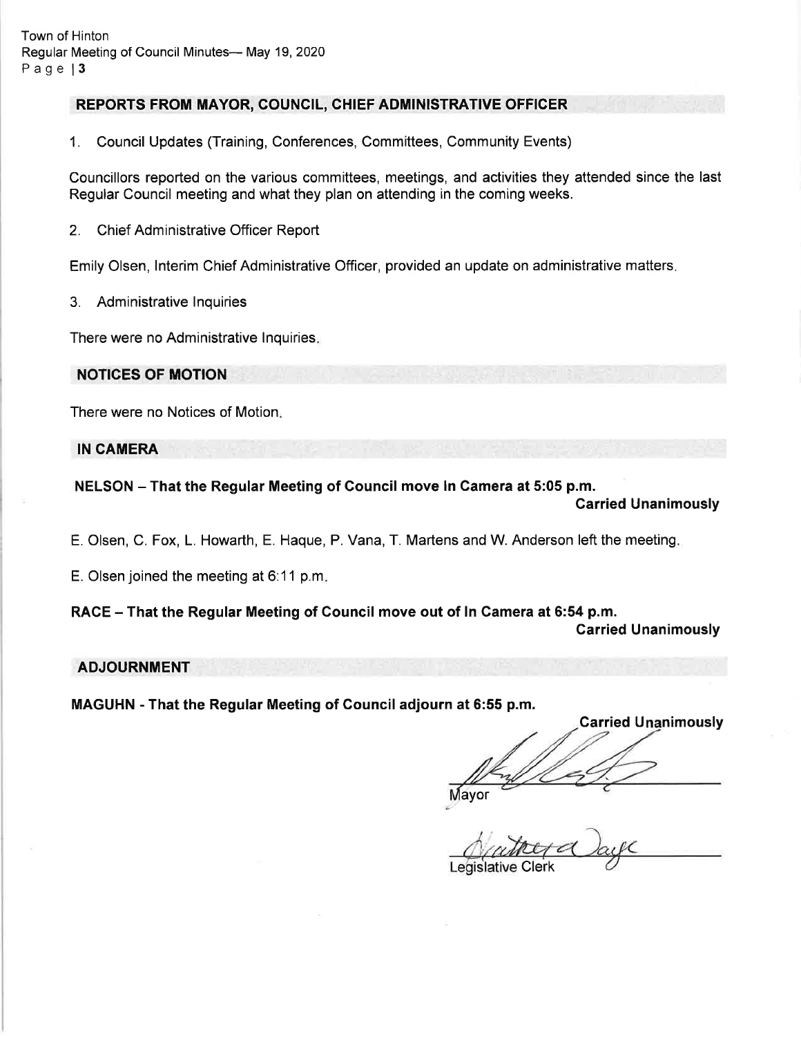## REPORTS FROM MAYOR, COUNCIL, CHIEF ADMINISTRATIVE OFFICER

1. Council Updates (Training, Conferences, Committees, Community Events)

Councillors reported on the various committees, meetings, and activities they attended since the last Regular Council meeting and what they plan on attending in the coming weeks.

2. Chief Administrative Officer Report

Emily Olsen, Interim Chief Administrative Officer, provided an update on administrative matters.

3. Administrative Inquiries

There were no Administrative Inquiries.

## NOTICES OF MOTION

There were no Notices of Motion.

## IN CAMERA

**NELSON – That the Regular Meeting of Council move In Camera at 5:05 p.m.**
**Carried Unanimously**

E. Olsen, C. Fox, L. Howarth, E. Haque, P. Vana, T. Martens and W. Anderson left the meeting.

E. Olsen joined the meeting at 6:11 p.m.

**RACE – That the Regular Meeting of Council move out of In Camera at 6:54 p.m.**
**Carried Unanimously**

## ADJOURNMENT

**MAGUHN - That the Regular Meeting of Council adjourn at 6:55 p.m.**
**Carried Unanimously**

Mayor

Legislative Clerk